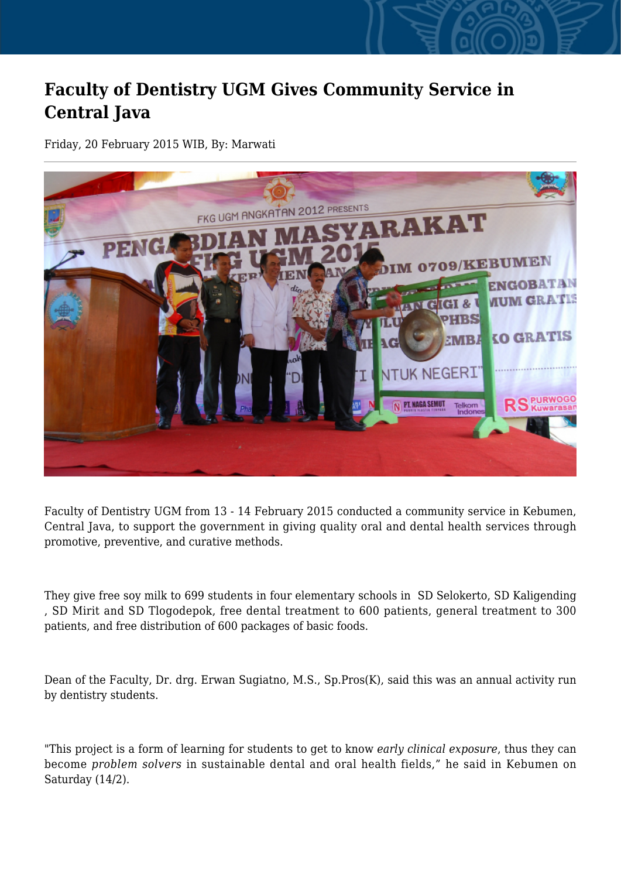# Faculty of Dentistry UGM Gives Community Service in Central Java

Friday, 20 February 2015 WIB, By: Marwati

Faculty of Dentistry UGM from 13 - 14 February 2015 conducted a community service in Kebumen, Central Java, to support the government in giving quality oral and dental health services through promotive, preventive, and curative methods.

They give free soy milk to 699 students in four elementary schools in SD Selokerto, SD Kaligending , SD Mirit and SD Tlogodepok, free dental treatment to 600 patients, general treatment to 300 patients, and free distribution of 600 packages of basic foods.

Dean of the Faculty, Dr. drg. Erwan Sugiatno, M.S., Sp.Pros(K), said this was an annual activity run by dentistry students.

"This project is a form of learning for students to get to know *early clinical exposure*, thus they can become *problem solvers* in sustainable dental and oral health fields," he said in Kebumen on Saturday (14/2).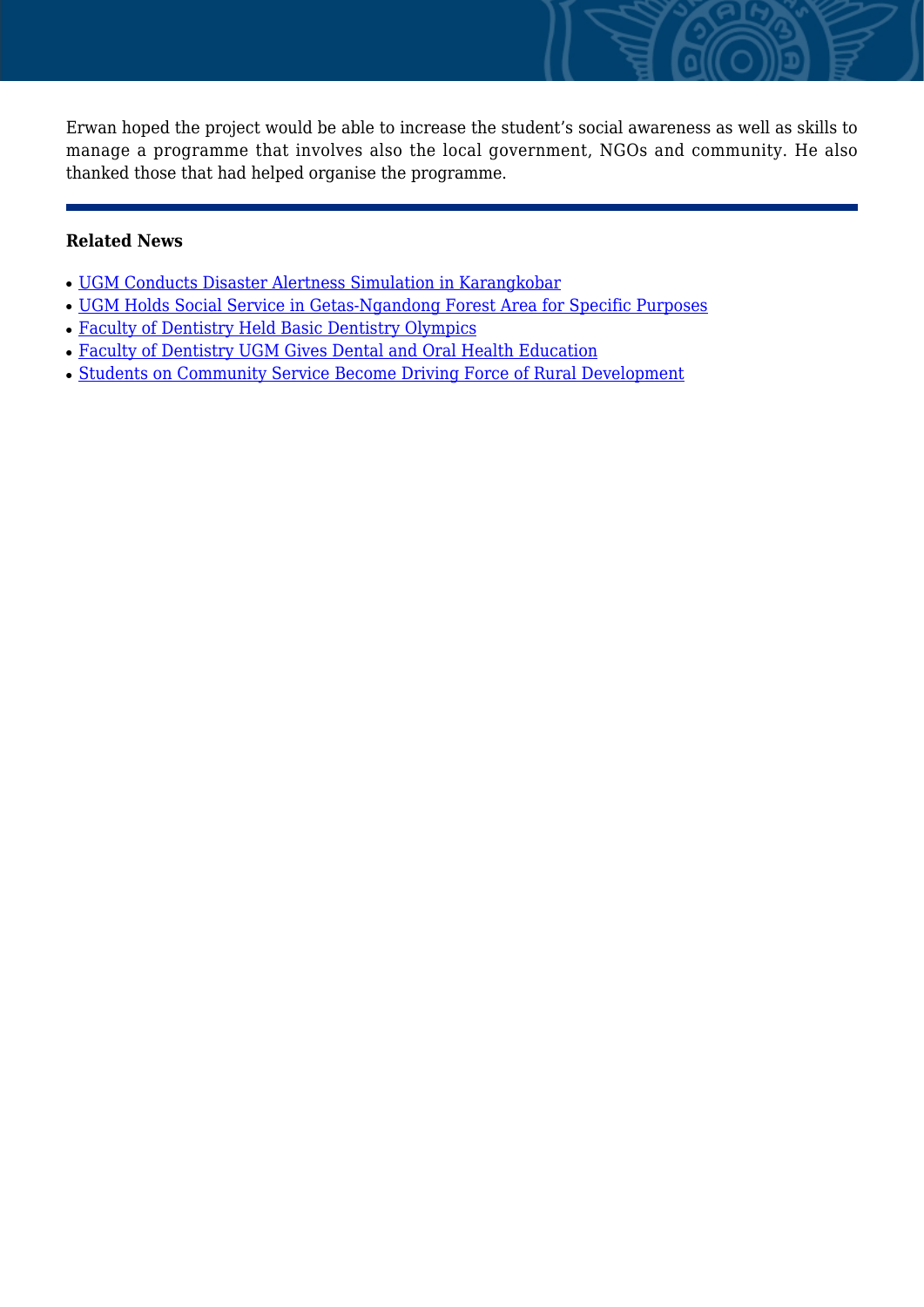Erwan hoped the project would be able to increase the student’s social awareness as well as skills to manage a programme that involves also the local government, NGOs and community. He also thanked those that had helped organise the programme.

---

**Related News**

- UGM Conducts Disaster Alertness Simulation in Karangkobar
- UGM Holds Social Service in Getas-Ngandong Forest Area for Specific Purposes
- Faculty of Dentistry Held Basic Dentistry Olympics
- Faculty of Dentistry UGM Gives Dental and Oral Health Education
- Students on Community Service Become Driving Force of Rural Development